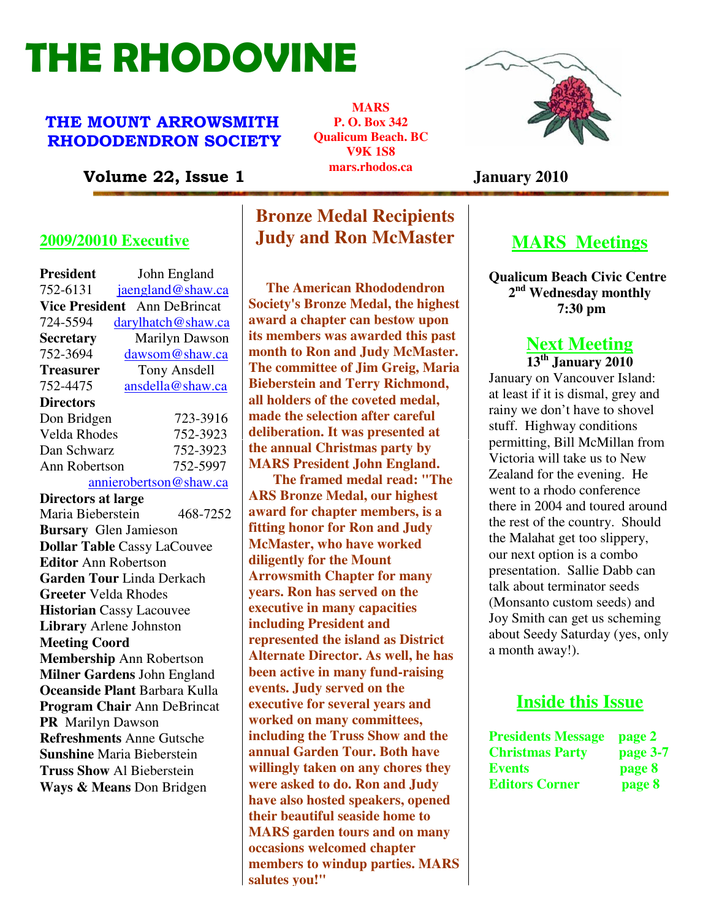# THE RHODOVINE

## THE MOUNT ARROWSMITH RHODODENDRON SOCIETY

MARS
P. O. Box 342
Qualicum Beach. BC
V9K 1S8
mars.rhodos.ca

**Volume 22, Issue 1** — **January 2010**

## 2009/20010 Executive

**President** John England
752-6131 jaengland@shaw.ca

**Vice President** Ann DeBrincat
724-5594 darylhatch@shaw.ca

**Secretary** Marilyn Dawson
752-3694 dawsom@shaw.ca

**Treasurer** Tony Ansdell
752-4475 ansdella@shaw.ca

**Directors**

Don Bridgen 723-3916
Velda Rhodes 752-3923
Dan Schwarz 752-3923
Ann Robertson 752-5997
annierobertson@shaw.ca

**Directors at large**

Maria Bieberstein 468-7252

**Bursary** Glen Jamieson
**Dollar Table** Cassy LaCouvee
**Editor** Ann Robertson
**Garden Tour** Linda Derkach
**Greeter** Velda Rhodes
**Historian** Cassy Lacouvee
**Library** Arlene Johnston
**Meeting Coord**
**Membership** Ann Robertson
**Milner Gardens** John England
**Oceanside Plant** Barbara Kulla
**Program Chair** Ann DeBrincat
**PR** Marilyn Dawson
**Refreshments** Anne Gutsche
**Sunshine** Maria Bieberstein
**Truss Show** Al Bieberstein
**Ways & Means** Don Bridgen

## Bronze Medal Recipients Judy and Ron McMaster

**The American Rhododendron Society's Bronze Medal, the highest award a chapter can bestow upon its members was awarded this past month to Ron and Judy McMaster. The committee of Jim Greig, Maria Bieberstein and Terry Richmond, all holders of the coveted medal, made the selection after careful deliberation. It was presented at the annual Christmas party by MARS President John England.**

**The framed medal read: "The ARS Bronze Medal, our highest award for chapter members, is a fitting honor for Ron and Judy McMaster, who have worked diligently for the Mount Arrowsmith Chapter for many years. Ron has served on the executive in many capacities including President and represented the island as District Alternate Director. As well, he has been active in many fund-raising events. Judy served on the executive for several years and worked on many committees, including the Truss Show and the annual Garden Tour. Both have willingly taken on any chores they were asked to do. Ron and Judy have also hosted speakers, opened their beautiful seaside home to MARS garden tours and on many occasions welcomed chapter members to windup parties. MARS salutes you!"**

## MARS Meetings

**Qualicum Beach Civic Centre**
**2nd Wednesday monthly**
**7:30 pm**

## Next Meeting

**13th January 2010**

January on Vancouver Island: at least if it is dismal, grey and rainy we don't have to shovel stuff. Highway conditions permitting, Bill McMillan from Victoria will take us to New Zealand for the evening. He went to a rhodo conference there in 2004 and toured around the rest of the country. Should the Malahat get too slippery, our next option is a combo presentation. Sallie Dabb can talk about terminator seeds (Monsanto custom seeds) and Joy Smith can get us scheming about Seedy Saturday (yes, only a month away!).

## Inside this Issue

| | |
|---|---|
| Presidents Message | page 2 |
| Christmas Party | page 3-7 |
| Events | page 8 |
| Editors Corner | page 8 |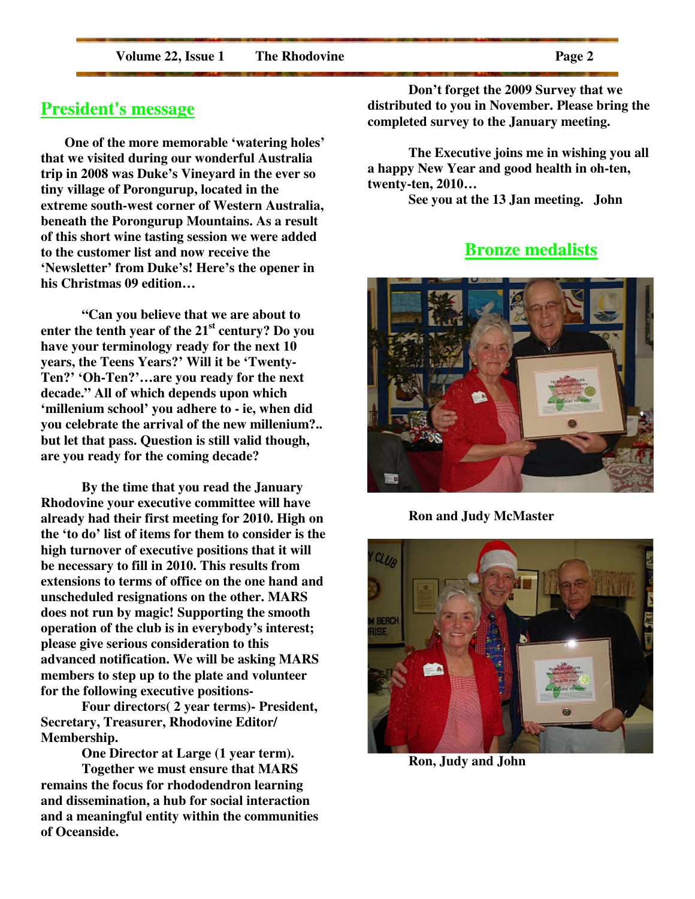## President's message

One of the more memorable 'watering holes' that we visited during our wonderful Australia trip in 2008 was Duke's Vineyard in the ever so tiny village of Porongurup, located in the extreme south-west corner of Western Australia, beneath the Porongurup Mountains. As a result of this short wine tasting session we were added to the customer list and now receive the 'Newsletter' from Duke's! Here's the opener in his Christmas 09 edition…

"Can you believe that we are about to enter the tenth year of the 21st century? Do you have your terminology ready for the next 10 years, the Teens Years?' Will it be 'Twenty-Ten?' 'Oh-Ten?'…are you ready for the next decade." All of which depends upon which 'millenium school' you adhere to - ie, when did you celebrate the arrival of the new millenium?.. but let that pass. Question is still valid though, are you ready for the coming decade?

By the time that you read the January Rhodovine your executive committee will have already had their first meeting for 2010. High on the 'to do' list of items for them to consider is the high turnover of executive positions that it will be necessary to fill in 2010. This results from extensions to terms of office on the one hand and unscheduled resignations on the other. MARS does not run by magic! Supporting the smooth operation of the club is in everybody's interest; please give serious consideration to this advanced notification. We will be asking MARS members to step up to the plate and volunteer for the following executive positions-

Four directors( 2 year terms)- President, Secretary, Treasurer, Rhodovine Editor/ Membership.

One Director at Large (1 year term).

Together we must ensure that MARS remains the focus for rhododendron learning and dissemination, a hub for social interaction and a meaningful entity within the communities of Oceanside.

Don't forget the 2009 Survey that we distributed to you in November. Please bring the completed survey to the January meeting.

The Executive joins me in wishing you all a happy New Year and good health in oh-ten, twenty-ten, 2010…

See you at the 13 Jan meeting. John

## Bronze medalists

Ron and Judy McMaster

Ron, Judy and John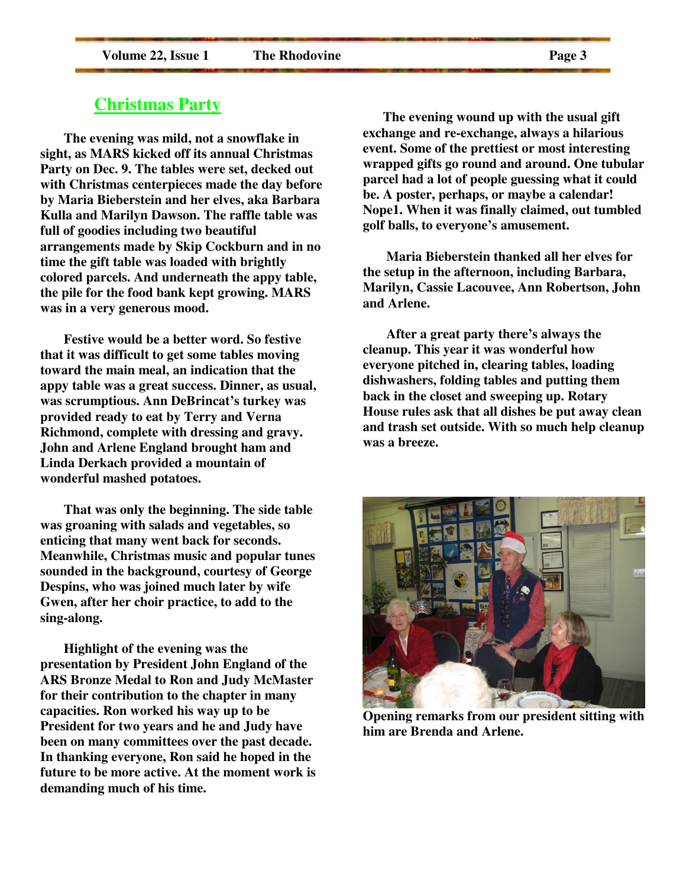## Christmas Party

The evening was mild, not a snowflake in sight, as MARS kicked off its annual Christmas Party on Dec. 9. The tables were set, decked out with Christmas centerpieces made the day before by Maria Bieberstein and her elves, aka Barbara Kulla and Marilyn Dawson. The raffle table was full of goodies including two beautiful arrangements made by Skip Cockburn and in no time the gift table was loaded with brightly colored parcels. And underneath the appy table, the pile for the food bank kept growing. MARS was in a very generous mood.

Festive would be a better word. So festive that it was difficult to get some tables moving toward the main meal, an indication that the appy table was a great success. Dinner, as usual, was scrumptious. Ann DeBrincat's turkey was provided ready to eat by Terry and Verna Richmond, complete with dressing and gravy. John and Arlene England brought ham and Linda Derkach provided a mountain of wonderful mashed potatoes.

That was only the beginning. The side table was groaning with salads and vegetables, so enticing that many went back for seconds. Meanwhile, Christmas music and popular tunes sounded in the background, courtesy of George Despins, who was joined much later by wife Gwen, after her choir practice, to add to the sing-along.

Highlight of the evening was the presentation by President John England of the ARS Bronze Medal to Ron and Judy McMaster for their contribution to the chapter in many capacities. Ron worked his way up to be President for two years and he and Judy have been on many committees over the past decade. In thanking everyone, Ron said he hoped in the future to be more active. At the moment work is demanding much of his time.

The evening wound up with the usual gift exchange and re-exchange, always a hilarious event. Some of the prettiest or most interesting wrapped gifts go round and around. One tubular parcel had a lot of people guessing what it could be. A poster, perhaps, or maybe a calendar! Nope1. When it was finally claimed, out tumbled golf balls, to everyone's amusement.

Maria Bieberstein thanked all her elves for the setup in the afternoon, including Barbara, Marilyn, Cassie Lacouvee, Ann Robertson, John and Arlene.

After a great party there's always the cleanup. This year it was wonderful how everyone pitched in, clearing tables, loading dishwashers, folding tables and putting them back in the closet and sweeping up. Rotary House rules ask that all dishes be put away clean and trash set outside. With so much help cleanup was a breeze.

Opening remarks from our president sitting with him are Brenda and Arlene.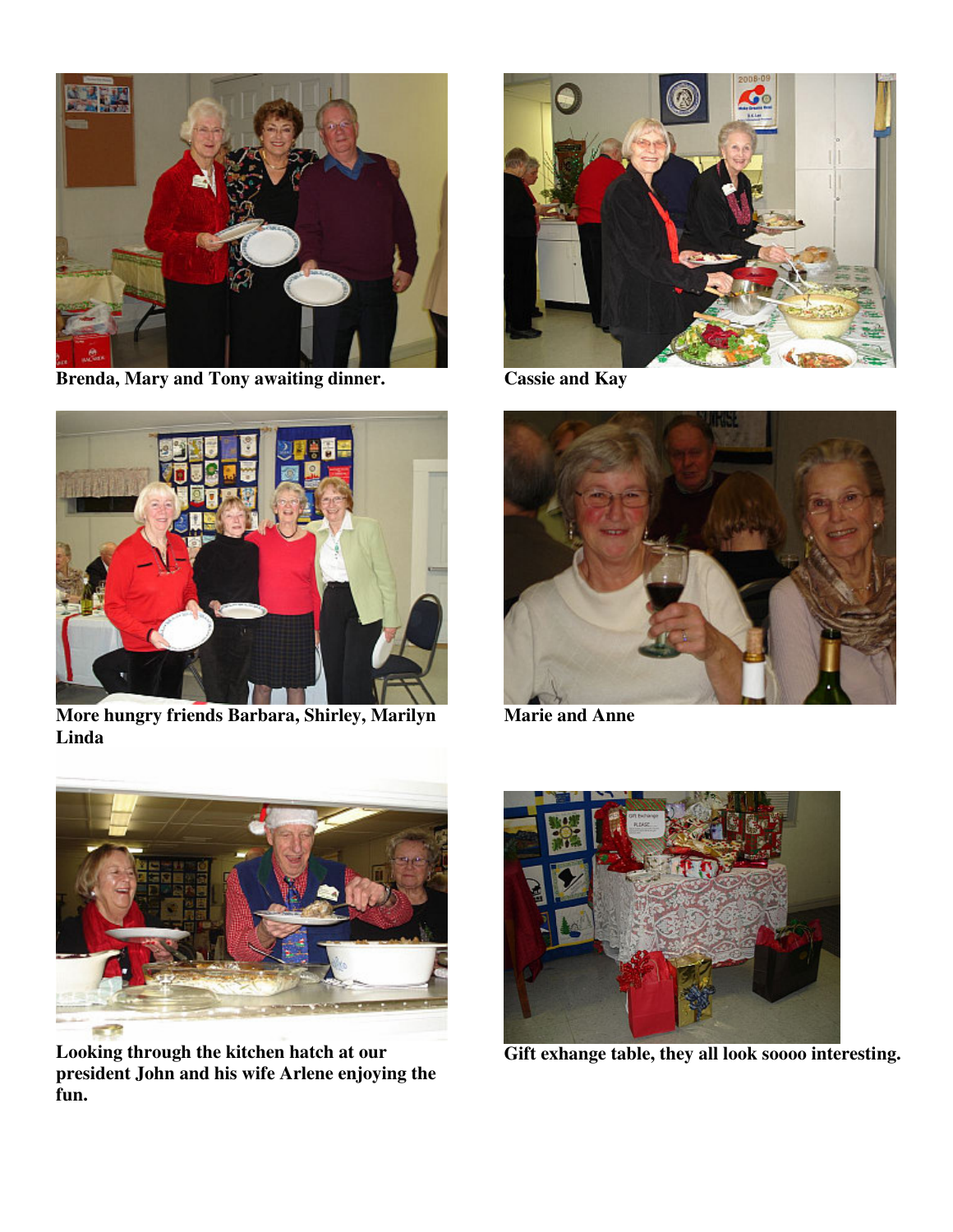**Brenda, Mary and Tony awaiting dinner.**

**Cassie and Kay**

**More hungry friends Barbara, Shirley, Marilyn Linda**

**Marie and Anne**

**Looking through the kitchen hatch at our president John and his wife Arlene enjoying the fun.**

**Gift exhange table, they all look soooo interesting.**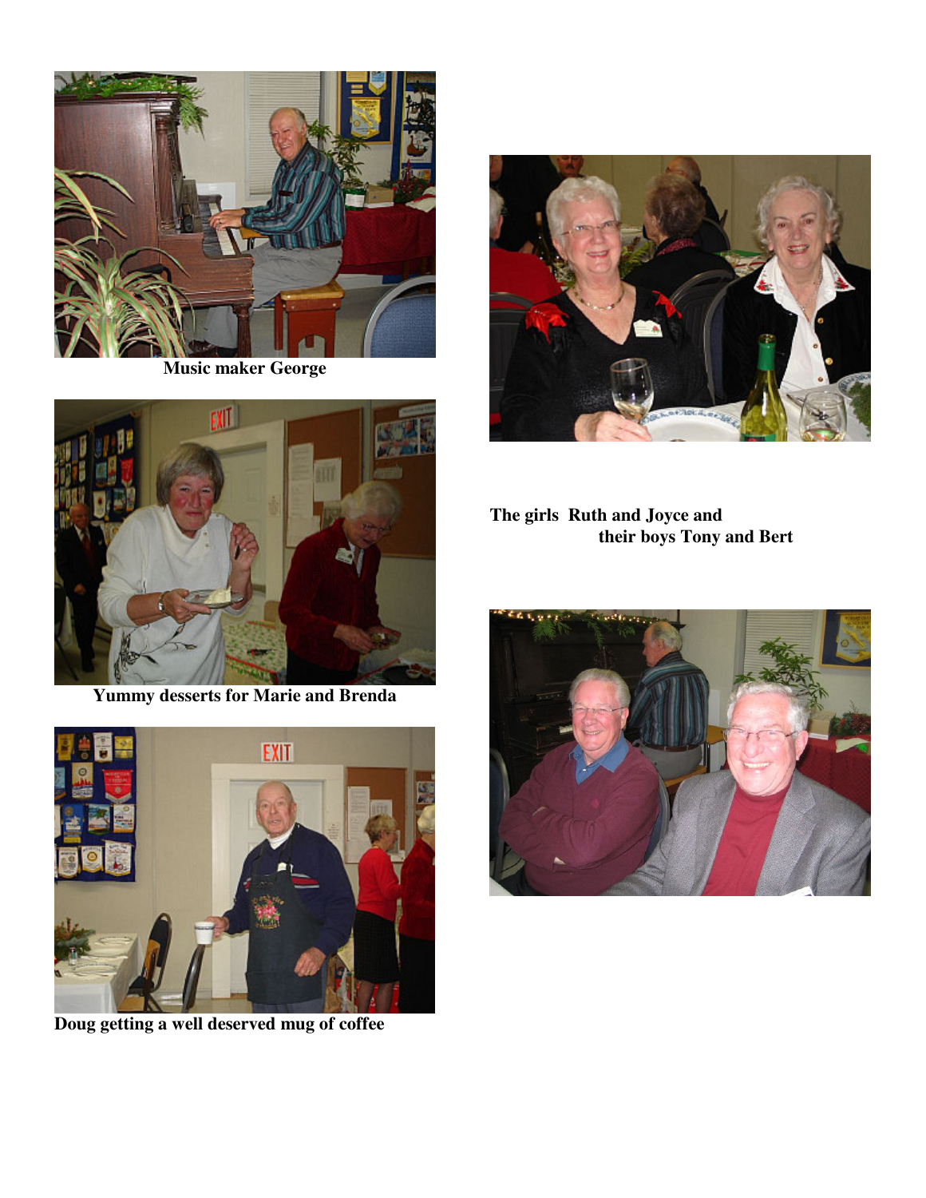Music maker George

Yummy desserts for Marie and Brenda

Doug getting a well deserved mug of coffee

The girls Ruth and Joyce and
their boys Tony and Bert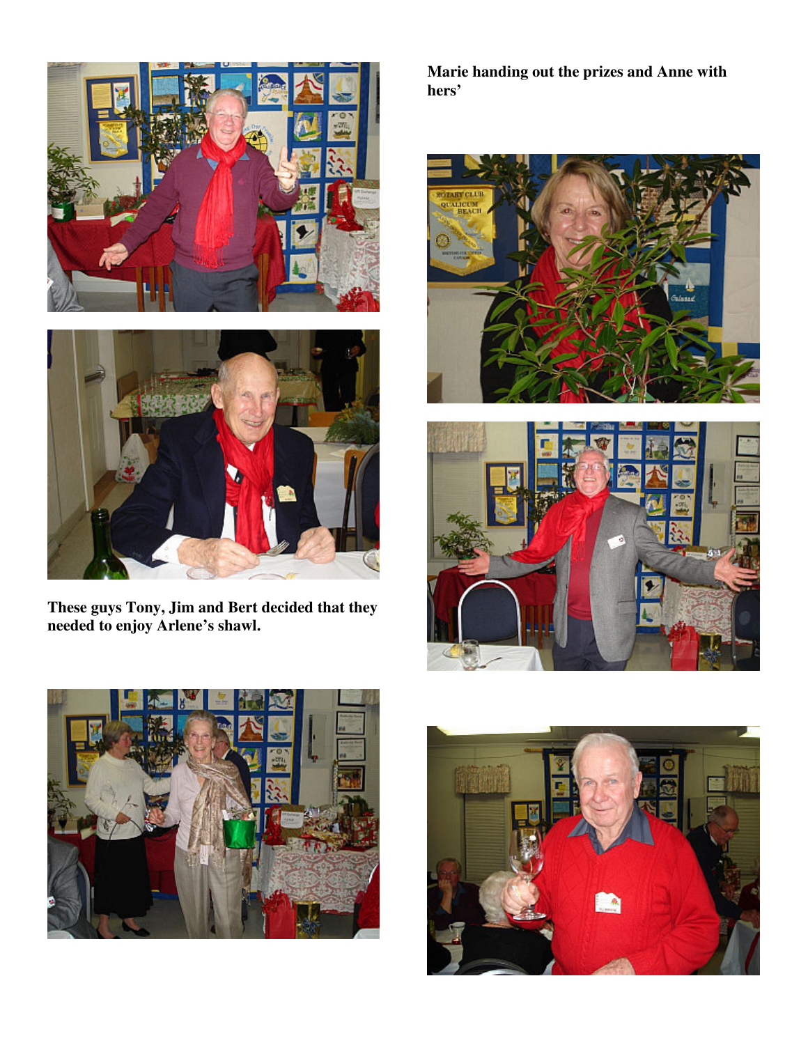**Marie handing out the prizes and Anne with hers'**

**These guys Tony, Jim and Bert decided that they needed to enjoy Arlene's shawl.**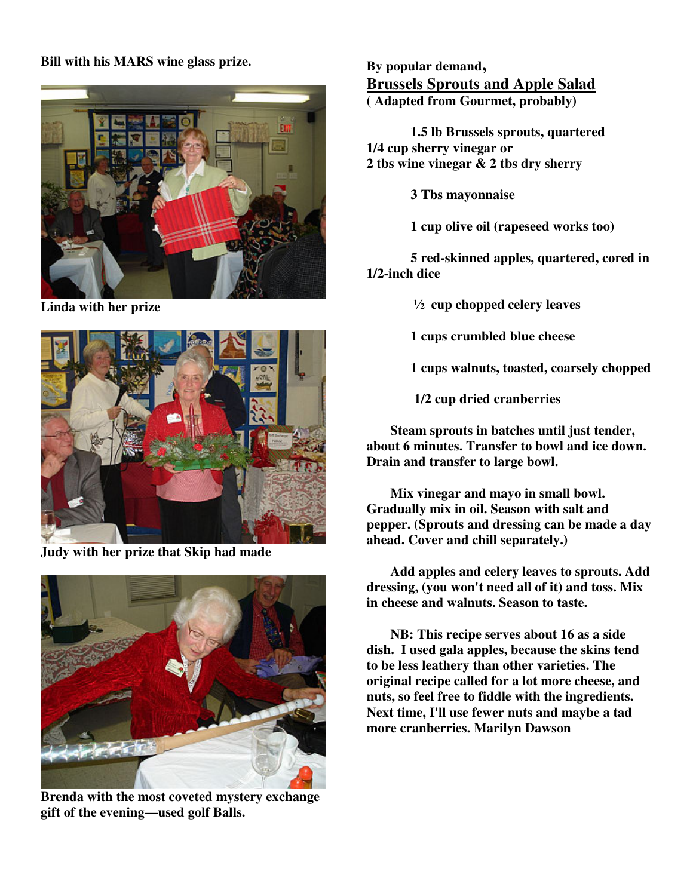**Bill with his MARS wine glass prize.**

**Linda with her prize**

**Judy with her prize that Skip had made**

**Brenda with the most coveted mystery exchange gift of the evening—used golf Balls.**

**By popular demand,**

## Brussels Sprouts and Apple Salad

**( Adapted from Gourmet, probably)**

**1.5 lb Brussels sprouts, quartered**
**1/4 cup sherry vinegar or**
**2 tbs wine vinegar & 2 tbs dry sherry**

**3 Tbs mayonnaise**

**1 cup olive oil (rapeseed works too)**

**5 red-skinned apples, quartered, cored in 1/2-inch dice**

**½ cup chopped celery leaves**

**1 cups crumbled blue cheese**

**1 cups walnuts, toasted, coarsely chopped**

**1/2 cup dried cranberries**

**Steam sprouts in batches until just tender, about 6 minutes. Transfer to bowl and ice down. Drain and transfer to large bowl.**

**Mix vinegar and mayo in small bowl. Gradually mix in oil. Season with salt and pepper. (Sprouts and dressing can be made a day ahead. Cover and chill separately.)**

**Add apples and celery leaves to sprouts. Add dressing, (you won't need all of it) and toss. Mix in cheese and walnuts. Season to taste.**

**NB: This recipe serves about 16 as a side dish. I used gala apples, because the skins tend to be less leathery than other varieties. The original recipe called for a lot more cheese, and nuts, so feel free to fiddle with the ingredients. Next time, I'll use fewer nuts and maybe a tad more cranberries. Marilyn Dawson**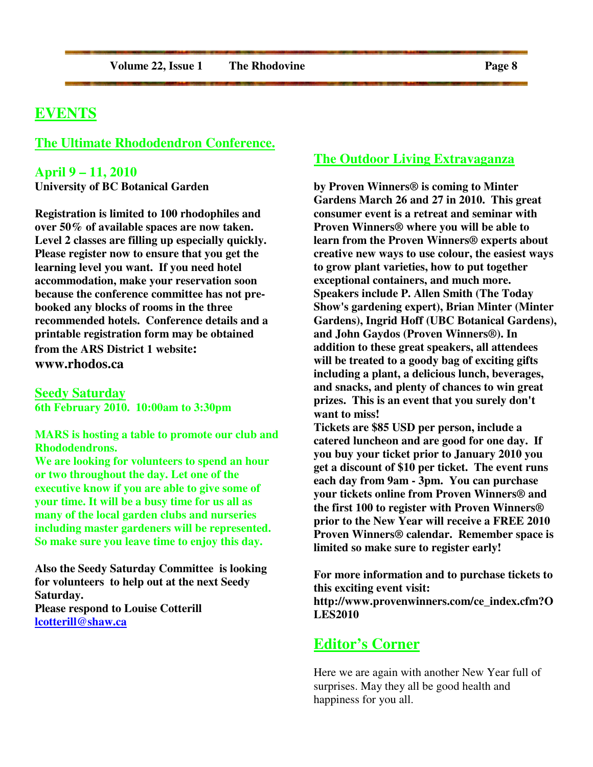# EVENTS

## The Ultimate Rhododendron Conference.

### April 9 – 11, 2010

**University of BC Botanical Garden**

**Registration is limited to 100 rhodophiles and over 50% of available spaces are now taken. Level 2 classes are filling up especially quickly. Please register now to ensure that you get the learning level you want. If you need hotel accommodation, make your reservation soon because the conference committee has not pre-booked any blocks of rooms in the three recommended hotels. Conference details and a printable registration form may be obtained from the ARS District 1 website: www.rhodos.ca**

## Seedy Saturday

**6th February 2010. 10:00am to 3:30pm**

**MARS is hosting a table to promote our club and Rhododendrons.**
**We are looking for volunteers to spend an hour or two throughout the day. Let one of the executive know if you are able to give some of your time. It will be a busy time for us all as many of the local garden clubs and nurseries including master gardeners will be represented. So make sure you leave time to enjoy this day.**

**Also the Seedy Saturday Committee is looking for volunteers to help out at the next Seedy Saturday.**
**Please respond to Louise Cotterill**
**lcotterill@shaw.ca**

## The Outdoor Living Extravaganza

**by Proven Winners® is coming to Minter Gardens March 26 and 27 in 2010. This great consumer event is a retreat and seminar with Proven Winners® where you will be able to learn from the Proven Winners® experts about creative new ways to use colour, the easiest ways to grow plant varieties, how to put together exceptional containers, and much more. Speakers include P. Allen Smith (The Today Show's gardening expert), Brian Minter (Minter Gardens), Ingrid Hoff (UBC Botanical Gardens), and John Gaydos (Proven Winners®). In addition to these great speakers, all attendees will be treated to a goody bag of exciting gifts including a plant, a delicious lunch, beverages, and snacks, and plenty of chances to win great prizes. This is an event that you surely don't want to miss!**
**Tickets are $85 USD per person, include a catered luncheon and are good for one day. If you buy your ticket prior to January 2010 you get a discount of $10 per ticket. The event runs each day from 9am - 3pm. You can purchase your tickets online from Proven Winners® and the first 100 to register with Proven Winners® prior to the New Year will receive a FREE 2010 Proven Winners® calendar. Remember space is limited so make sure to register early!**

**For more information and to purchase tickets to this exciting event visit:**
**http://www.provenwinners.com/ce_index.cfm?OLES2010**

## Editor's Corner

Here we are again with another New Year full of surprises. May they all be good health and happiness for you all.